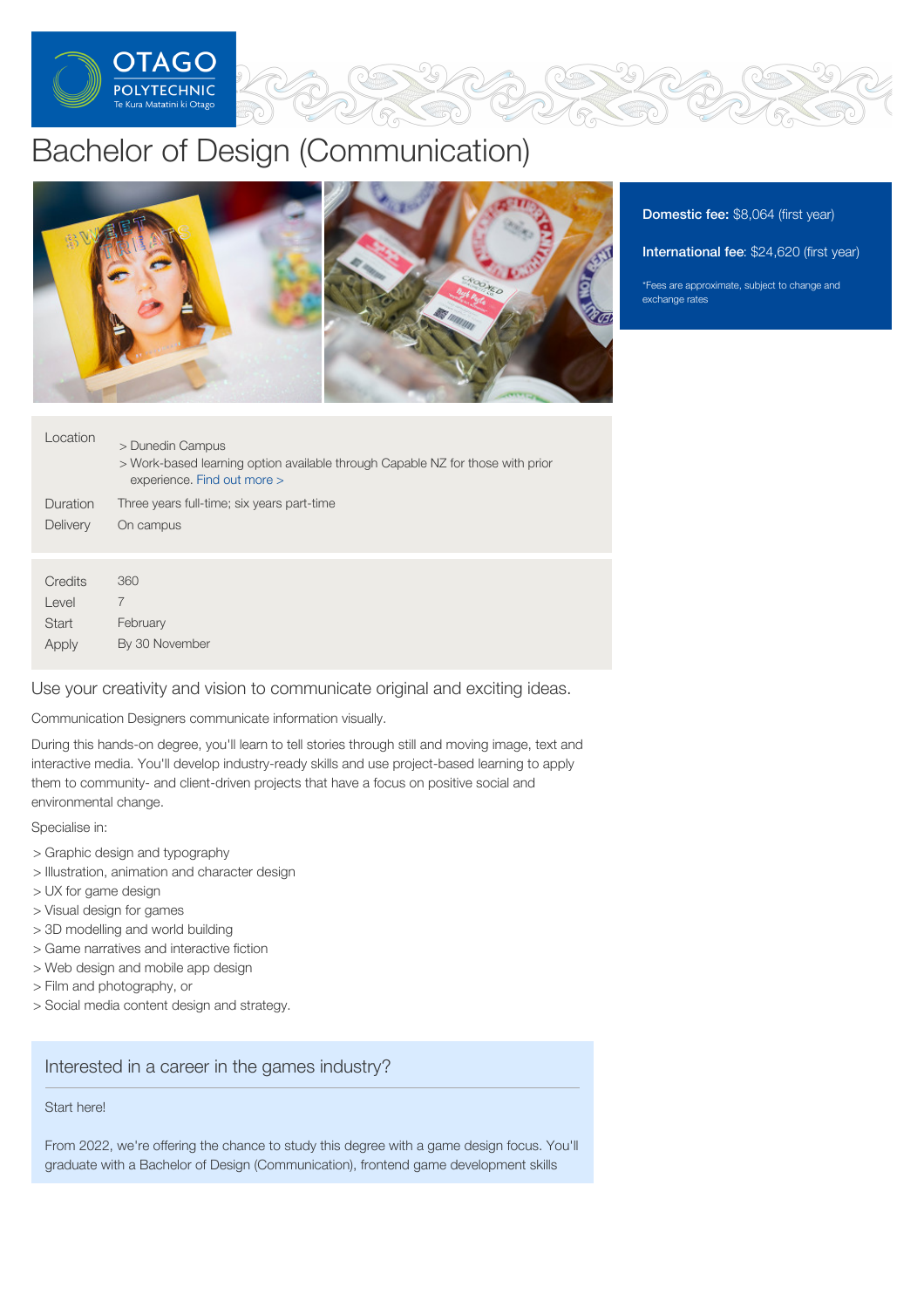# Bachelor of Design (Communication)

**Domestic fee:** $8,064 (first year)

**International fee:** $24,620 (first year)

*Fees are approximate, subject to change and exchange rates

| | |
|---|---|
| Location | > Dunedin Campus<br>> Work-based learning option available through Capable NZ for those with prior experience. Find out more > |
| Duration | Three years full-time; six years part-time |
| Delivery | On campus |

| | |
|---|---|
| Credits | 360 |
| Level | 7 |
| Start | February |
| Apply | By 30 November |

## Use your creativity and vision to communicate original and exciting ideas.

Communication Designers communicate information visually.

During this hands-on degree, you'll learn to tell stories through still and moving image, text and interactive media. You'll develop industry-ready skills and use project-based learning to apply them to community- and client-driven projects that have a focus on positive social and environmental change.

Specialise in:

- > Graphic design and typography
- > Illustration, animation and character design
- > UX for game design
- > Visual design for games
- > 3D modelling and world building
- > Game narratives and interactive fiction
- > Web design and mobile app design
- > Film and photography, or
- > Social media content design and strategy.

### Interested in a career in the games industry?

Start here!

From 2022, we're offering the chance to study this degree with a game design focus. You'll graduate with a Bachelor of Design (Communication), frontend game development skills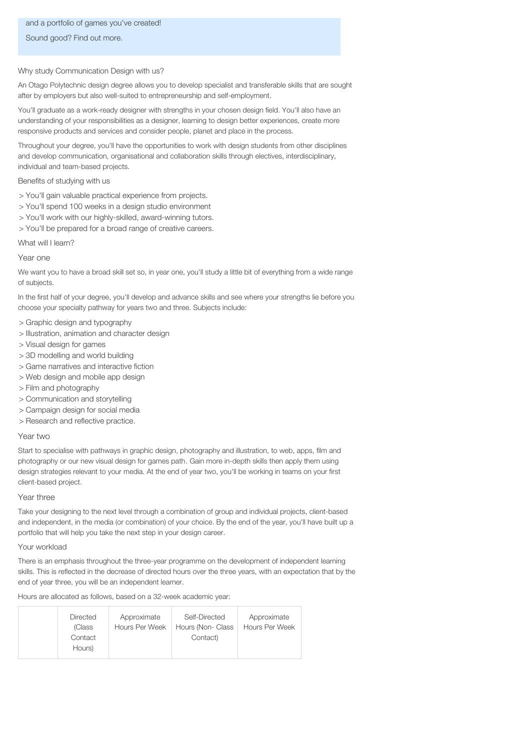and a portfolio of games you've created!

Sound good? Find out more.

## Why study Communication Design with us?

An Otago Polytechnic design degree allows you to develop specialist and transferable skills that are sought after by employers but also well-suited to entrepreneurship and self-employment.

You'll graduate as a work-ready designer with strengths in your chosen design field. You'll also have an understanding of your responsibilities as a designer, learning to design better experiences, create more responsive products and services and consider people, planet and place in the process.

Throughout your degree, you'll have the opportunities to work with design students from other disciplines and develop communication, organisational and collaboration skills through electives, interdisciplinary, individual and team-based projects.

### Benefits of studying with us

> You'll gain valuable practical experience from projects.
> You'll spend 100 weeks in a design studio environment
> You'll work with our highly-skilled, award-winning tutors.
> You'll be prepared for a broad range of creative careers.

## What will I learn?

### Year one

We want you to have a broad skill set so, in year one, you'll study a little bit of everything from a wide range of subjects.

In the first half of your degree, you'll develop and advance skills and see where your strengths lie before you choose your specialty pathway for years two and three. Subjects include:

> Graphic design and typography
> Illustration, animation and character design
> Visual design for games
> 3D modelling and world building
> Game narratives and interactive fiction
> Web design and mobile app design
> Film and photography
> Communication and storytelling
> Campaign design for social media
> Research and reflective practice.

### Year two

Start to specialise with pathways in graphic design, photography and illustration, to web, apps, film and photography or our new visual design for games path. Gain more in-depth skills then apply them using design strategies relevant to your media. At the end of year two, you'll be working in teams on your first client-based project.

### Year three

Take your designing to the next level through a combination of group and individual projects, client-based and independent, in the media (or combination) of your choice. By the end of the year, you'll have built up a portfolio that will help you take the next step in your design career.

### Your workload

There is an emphasis throughout the three-year programme on the development of independent learning skills. This is reflected in the decrease of directed hours over the three years, with an expectation that by the end of year three, you will be an independent learner.

Hours are allocated as follows, based on a 32-week academic year:

| | Directed (Class Contact Hours) | Approximate Hours Per Week | Self-Directed Hours (Non- Class Contact) | Approximate Hours Per Week |
|---|---|---|---|---|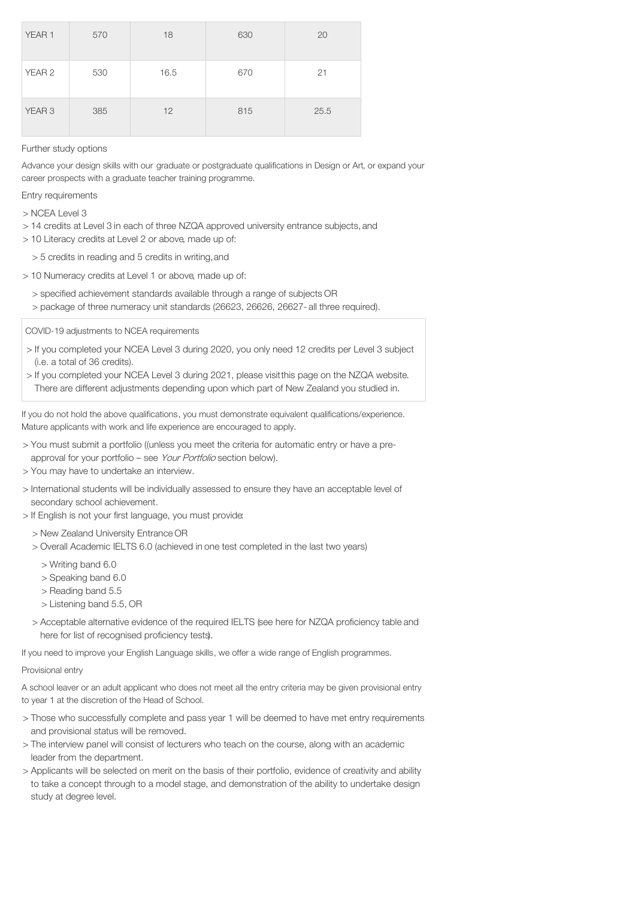| YEAR 1 | 570 | 18 | 630 | 20 |
|---|---|---|---|---|
| YEAR 2 | 530 | 16.5 | 670 | 21 |
| YEAR 3 | 385 | 12 | 815 | 25.5 |

Further study options

Advance your design skills with our graduate or postgraduate qualifications in Design or Art, or expand your career prospects with a graduate teacher training programme.

Entry requirements

> NCEA Level 3
> 14 credits at Level 3 in each of three NZQA approved university entrance subjects, and
> 10 Literacy credits at Level 2 or above, made up of:

> 5 credits in reading and 5 credits in writing, and

> 10 Numeracy credits at Level 1 or above, made up of:

> specified achievement standards available through a range of subjects OR
> package of three numeracy unit standards (26623, 26626, 26627- all three required).

COVID-19 adjustments to NCEA requirements

> If you completed your NCEA Level 3 during 2020, you only need 12 credits per Level 3 subject (i.e. a total of 36 credits).
> If you completed your NCEA Level 3 during 2021, please visit this page on the NZQA website. There are different adjustments depending upon which part of New Zealand you studied in.

If you do not hold the above qualifications, you must demonstrate equivalent qualifications/experience. Mature applicants with work and life experience are encouraged to apply.

> You must submit a portfolio ((unless you meet the criteria for automatic entry or have a pre-approval for your portfolio – see *Your Portfolio* section below).
> You may have to undertake an interview.
> International students will be individually assessed to ensure they have an acceptable level of secondary school achievement.
> If English is not your first language, you must provide:

> New Zealand University Entrance OR
> Overall Academic IELTS 6.0 (achieved in one test completed in the last two years)

> Writing band 6.0
> Speaking band 6.0
> Reading band 5.5
> Listening band 5.5, OR

> Acceptable alternative evidence of the required IELTS (see here for NZQA proficiency table and here for list of recognised proficiency tests).

If you need to improve your English Language skills, we offer a wide range of English programmes.

Provisional entry

A school leaver or an adult applicant who does not meet all the entry criteria may be given provisional entry to year 1 at the discretion of the Head of School.

> Those who successfully complete and pass year 1 will be deemed to have met entry requirements and provisional status will be removed.
> The interview panel will consist of lecturers who teach on the course, along with an academic leader from the department.
> Applicants will be selected on merit on the basis of their portfolio, evidence of creativity and ability to take a concept through to a model stage, and demonstration of the ability to undertake design study at degree level.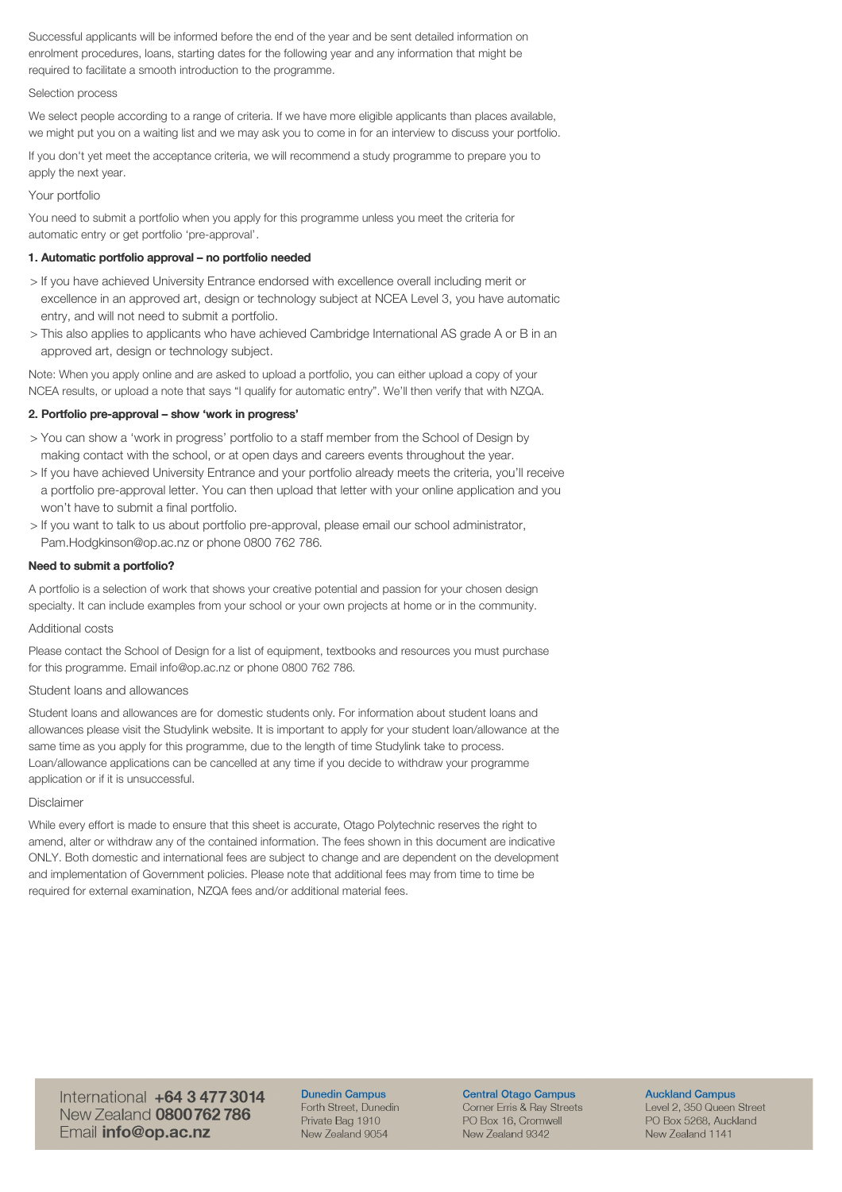Successful applicants will be informed before the end of the year and be sent detailed information on enrolment procedures, loans, starting dates for the following year and any information that might be required to facilitate a smooth introduction to the programme.

## Selection process

We select people according to a range of criteria. If we have more eligible applicants than places available, we might put you on a waiting list and we may ask you to come in for an interview to discuss your portfolio.

If you don't yet meet the acceptance criteria, we will recommend a study programme to prepare you to apply the next year.

## Your portfolio

You need to submit a portfolio when you apply for this programme unless you meet the criteria for automatic entry or get portfolio 'pre-approval'.

**1. Automatic portfolio approval – no portfolio needed**

- If you have achieved University Entrance endorsed with excellence overall including merit or excellence in an approved art, design or technology subject at NCEA Level 3, you have automatic entry, and will not need to submit a portfolio.
- This also applies to applicants who have achieved Cambridge International AS grade A or B in an approved art, design or technology subject.

Note: When you apply online and are asked to upload a portfolio, you can either upload a copy of your NCEA results, or upload a note that says "I qualify for automatic entry". We'll then verify that with NZQA.

**2. Portfolio pre-approval – show 'work in progress'**

- You can show a 'work in progress' portfolio to a staff member from the School of Design by making contact with the school, or at open days and careers events throughout the year.
- If you have achieved University Entrance and your portfolio already meets the criteria, you'll receive a portfolio pre-approval letter. You can then upload that letter with your online application and you won't have to submit a final portfolio.
- If you want to talk to us about portfolio pre-approval, please email our school administrator, Pam.Hodgkinson@op.ac.nz or phone 0800 762 786.

**Need to submit a portfolio?**

A portfolio is a selection of work that shows your creative potential and passion for your chosen design specialty. It can include examples from your school or your own projects at home or in the community.

## Additional costs

Please contact the School of Design for a list of equipment, textbooks and resources you must purchase for this programme. Email info@op.ac.nz or phone 0800 762 786.

## Student loans and allowances

Student loans and allowances are for domestic students only. For information about student loans and allowances please visit the Studylink website. It is important to apply for your student loan/allowance at the same time as you apply for this programme, due to the length of time Studylink take to process. Loan/allowance applications can be cancelled at any time if you decide to withdraw your programme application or if it is unsuccessful.

## Disclaimer

While every effort is made to ensure that this sheet is accurate, Otago Polytechnic reserves the right to amend, alter or withdraw any of the contained information. The fees shown in this document are indicative ONLY. Both domestic and international fees are subject to change and are dependent on the development and implementation of Government policies. Please note that additional fees may from time to time be required for external examination, NZQA fees and/or additional material fees.

International **+64 3 477 3014**
New Zealand **0800 762 786**
Email **info@op.ac.nz**

**Dunedin Campus**
Forth Street, Dunedin
Private Bag 1910
New Zealand 9054

**Central Otago Campus**
Corner Erris & Ray Streets
PO Box 16, Cromwell
New Zealand 9342

**Auckland Campus**
Level 2, 350 Queen Street
PO Box 5268, Auckland
New Zealand 1141